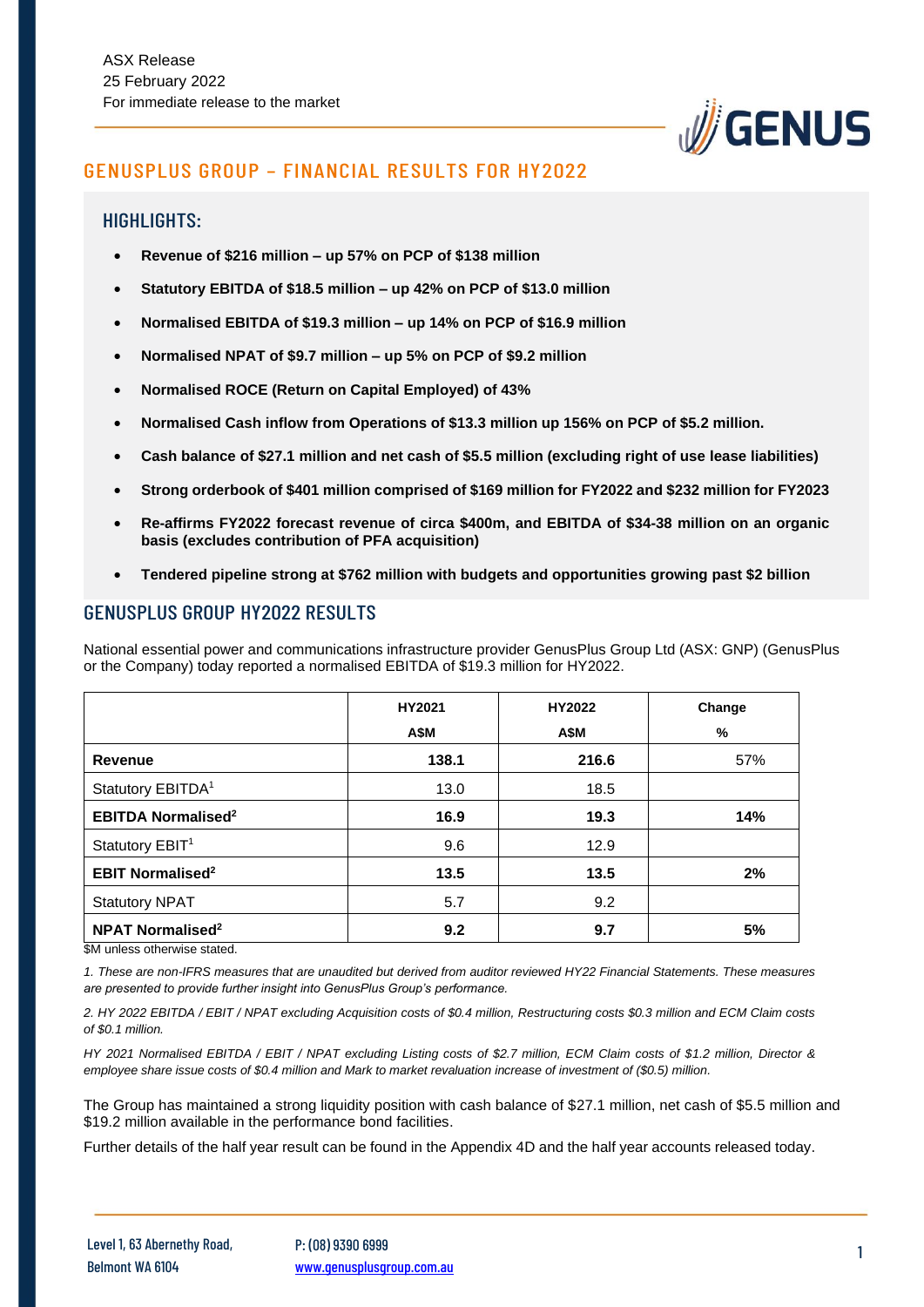ASX Release
25 February 2022
For immediate release to the market

# GENUSPLUS GROUP – FINANCIAL RESULTS FOR HY2022

## HIGHLIGHTS:

- **Revenue of $216 million – up 57% on PCP of $138 million**
- **Statutory EBITDA of $18.5 million – up 42% on PCP of $13.0 million**
- **Normalised EBITDA of $19.3 million – up 14% on PCP of $16.9 million**
- **Normalised NPAT of $9.7 million – up 5% on PCP of $9.2 million**
- **Normalised ROCE (Return on Capital Employed) of 43%**
- **Normalised Cash inflow from Operations of $13.3 million up 156% on PCP of $5.2 million.**
- **Cash balance of $27.1 million and net cash of $5.5 million (excluding right of use lease liabilities)**
- **Strong orderbook of $401 million comprised of $169 million for FY2022 and $232 million for FY2023**
- **Re-affirms FY2022 forecast revenue of circa $400m, and EBITDA of $34-38 million on an organic basis (excludes contribution of PFA acquisition)**
- **Tendered pipeline strong at $762 million with budgets and opportunities growing past $2 billion**

## GENUSPLUS GROUP HY2022 RESULTS

National essential power and communications infrastructure provider GenusPlus Group Ltd (ASX: GNP) (GenusPlus or the Company) today reported a normalised EBITDA of $19.3 million for HY2022.

| | HY2021 A$M | HY2022 A$M | Change % |
|---|---|---|---|
| **Revenue** | **138.1** | **216.6** | 57% |
| Statutory EBITDA[1] | 13.0 | 18.5 | |
| **EBITDA Normalised[2]** | **16.9** | **19.3** | **14%** |
| Statutory EBIT[1] | 9.6 | 12.9 | |
| **EBIT Normalised[2]** | **13.5** | **13.5** | **2%** |
| Statutory NPAT | 5.7 | 9.2 | |
| **NPAT Normalised[2]** | **9.2** | **9.7** | **5%** |

$M unless otherwise stated.

*1. These are non-IFRS measures that are unaudited but derived from auditor reviewed HY22 Financial Statements. These measures are presented to provide further insight into GenusPlus Group's performance.*

*2. HY 2022 EBITDA / EBIT / NPAT excluding Acquisition costs of $0.4 million, Restructuring costs $0.3 million and ECM Claim costs of $0.1 million.*

*HY 2021 Normalised EBITDA / EBIT / NPAT excluding Listing costs of $2.7 million, ECM Claim costs of $1.2 million, Director & employee share issue costs of $0.4 million and Mark to market revaluation increase of investment of ($0.5) million.*

The Group has maintained a strong liquidity position with cash balance of $27.1 million, net cash of $5.5 million and $19.2 million available in the performance bond facilities.

Further details of the half year result can be found in the Appendix 4D and the half year accounts released today.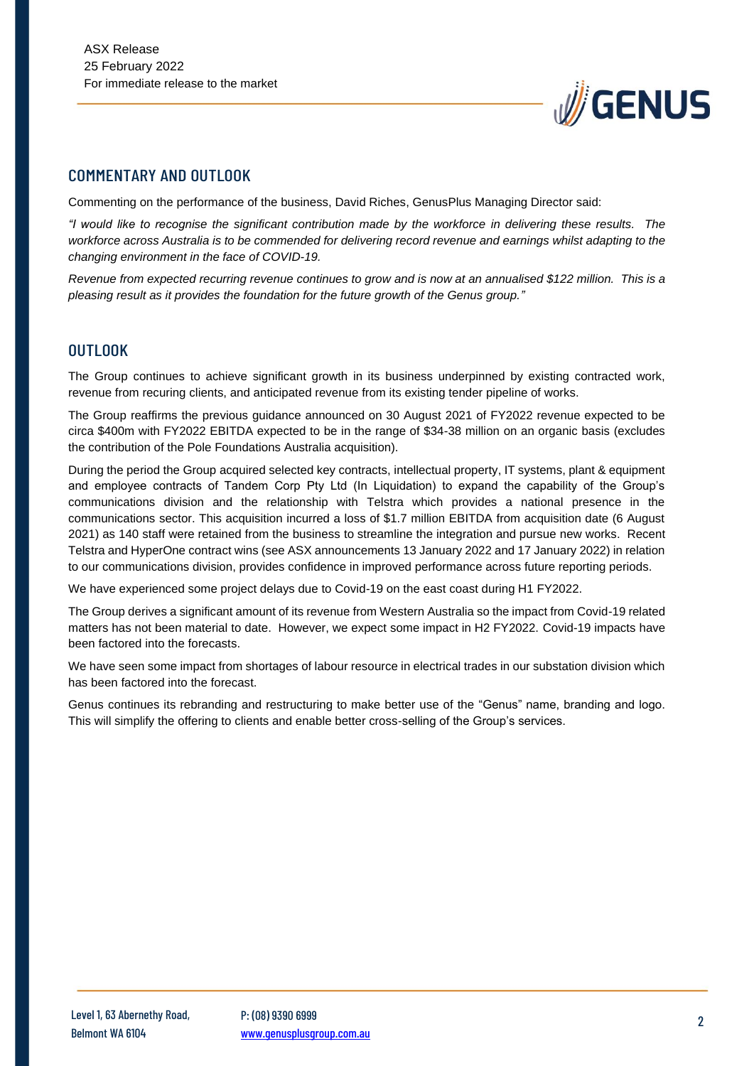## COMMENTARY AND OUTLOOK

Commenting on the performance of the business, David Riches, GenusPlus Managing Director said:

*"I would like to recognise the significant contribution made by the workforce in delivering these results. The workforce across Australia is to be commended for delivering record revenue and earnings whilst adapting to the changing environment in the face of COVID-19.*

*Revenue from expected recurring revenue continues to grow and is now at an annualised $122 million. This is a pleasing result as it provides the foundation for the future growth of the Genus group."*

## OUTLOOK

The Group continues to achieve significant growth in its business underpinned by existing contracted work, revenue from recuring clients, and anticipated revenue from its existing tender pipeline of works.

The Group reaffirms the previous guidance announced on 30 August 2021 of FY2022 revenue expected to be circa $400m with FY2022 EBITDA expected to be in the range of $34-38 million on an organic basis (excludes the contribution of the Pole Foundations Australia acquisition).

During the period the Group acquired selected key contracts, intellectual property, IT systems, plant & equipment and employee contracts of Tandem Corp Pty Ltd (In Liquidation) to expand the capability of the Group's communications division and the relationship with Telstra which provides a national presence in the communications sector. This acquisition incurred a loss of $1.7 million EBITDA from acquisition date (6 August 2021) as 140 staff were retained from the business to streamline the integration and pursue new works. Recent Telstra and HyperOne contract wins (see ASX announcements 13 January 2022 and 17 January 2022) in relation to our communications division, provides confidence in improved performance across future reporting periods.

We have experienced some project delays due to Covid-19 on the east coast during H1 FY2022.

The Group derives a significant amount of its revenue from Western Australia so the impact from Covid-19 related matters has not been material to date. However, we expect some impact in H2 FY2022. Covid-19 impacts have been factored into the forecasts.

We have seen some impact from shortages of labour resource in electrical trades in our substation division which has been factored into the forecast.

Genus continues its rebranding and restructuring to make better use of the "Genus" name, branding and logo. This will simplify the offering to clients and enable better cross-selling of the Group's services.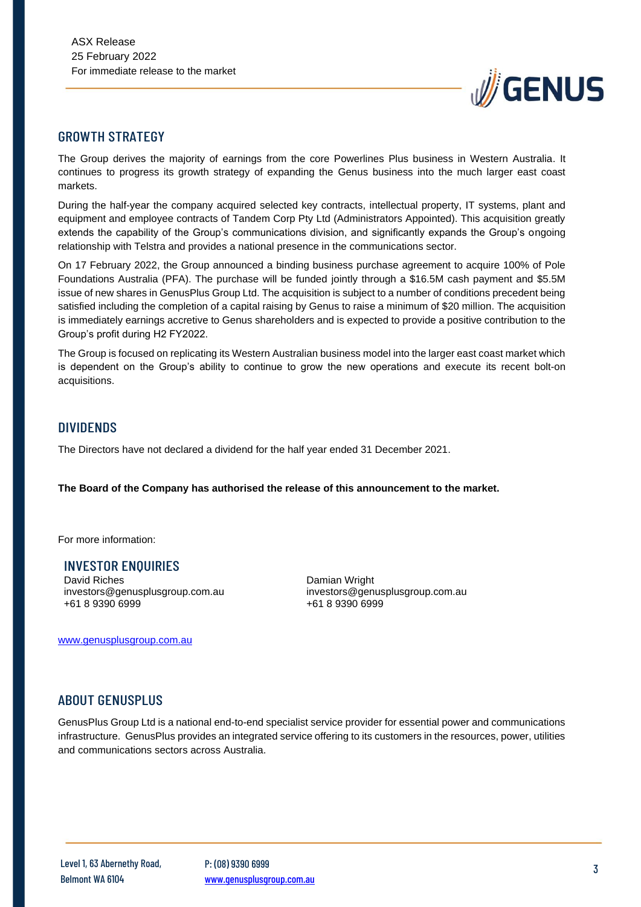ASX Release
25 February 2022
For immediate release to the market

## GROWTH STRATEGY

The Group derives the majority of earnings from the core Powerlines Plus business in Western Australia. It continues to progress its growth strategy of expanding the Genus business into the much larger east coast markets.

During the half-year the company acquired selected key contracts, intellectual property, IT systems, plant and equipment and employee contracts of Tandem Corp Pty Ltd (Administrators Appointed). This acquisition greatly extends the capability of the Group's communications division, and significantly expands the Group's ongoing relationship with Telstra and provides a national presence in the communications sector.

On 17 February 2022, the Group announced a binding business purchase agreement to acquire 100% of Pole Foundations Australia (PFA). The purchase will be funded jointly through a $16.5M cash payment and $5.5M issue of new shares in GenusPlus Group Ltd. The acquisition is subject to a number of conditions precedent being satisfied including the completion of a capital raising by Genus to raise a minimum of $20 million. The acquisition is immediately earnings accretive to Genus shareholders and is expected to provide a positive contribution to the Group's profit during H2 FY2022.

The Group is focused on replicating its Western Australian business model into the larger east coast market which is dependent on the Group's ability to continue to grow the new operations and execute its recent bolt-on acquisitions.

## DIVIDENDS

The Directors have not declared a dividend for the half year ended 31 December 2021.

**The Board of the Company has authorised the release of this announcement to the market.**

For more information:

### INVESTOR ENQUIRIES

David Riches
investors@genusplusgroup.com.au
+61 8 9390 6999

Damian Wright
investors@genusplusgroup.com.au
+61 8 9390 6999

www.genusplusgroup.com.au

## ABOUT GENUSPLUS

GenusPlus Group Ltd is a national end-to-end specialist service provider for essential power and communications infrastructure. GenusPlus provides an integrated service offering to its customers in the resources, power, utilities and communications sectors across Australia.

Level 1, 63 Abernethy Road,
Belmont WA 6104

P: (08) 9390 6999
www.genusplusgroup.com.au